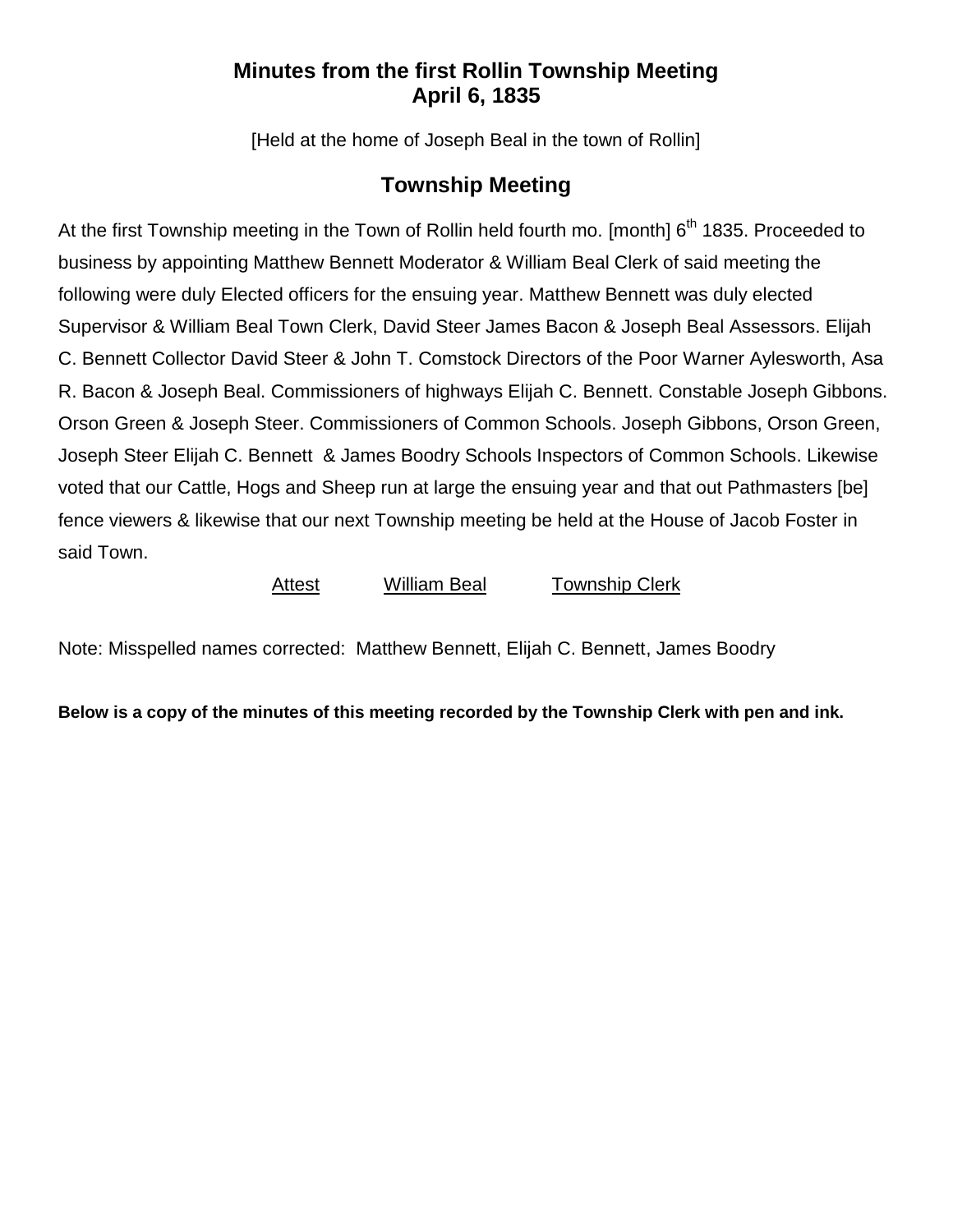# Minutes from the first Rollin Township Meeting
# April 6, 1835

[Held at the home of Joseph Beal in the town of Rollin]

## Township Meeting

At the first Township meeting in the Town of Rollin held fourth mo. [month] 6th 1835. Proceeded to business by appointing Matthew Bennett Moderator & William Beal Clerk of said meeting the following were duly Elected officers for the ensuing year. Matthew Bennett was duly elected Supervisor & William Beal Town Clerk, David Steer James Bacon & Joseph Beal Assessors. Elijah C. Bennett Collector David Steer & John T. Comstock Directors of the Poor Warner Aylesworth, Asa R. Bacon & Joseph Beal. Commissioners of highways Elijah C. Bennett. Constable Joseph Gibbons. Orson Green & Joseph Steer. Commissioners of Common Schools. Joseph Gibbons, Orson Green, Joseph Steer Elijah C. Bennett & James Boodry Schools Inspectors of Common Schools. Likewise voted that our Cattle, Hogs and Sheep run at large the ensuing year and that out Pathmasters [be] fence viewers & likewise that our next Township meeting be held at the House of Jacob Foster in said Town.

<u>Attest</u> <u>William Beal</u> <u>Township Clerk</u>

Note: Misspelled names corrected: Matthew Bennett, Elijah C. Bennett, James Boodry

**Below is a copy of the minutes of this meeting recorded by the Township Clerk with pen and ink.**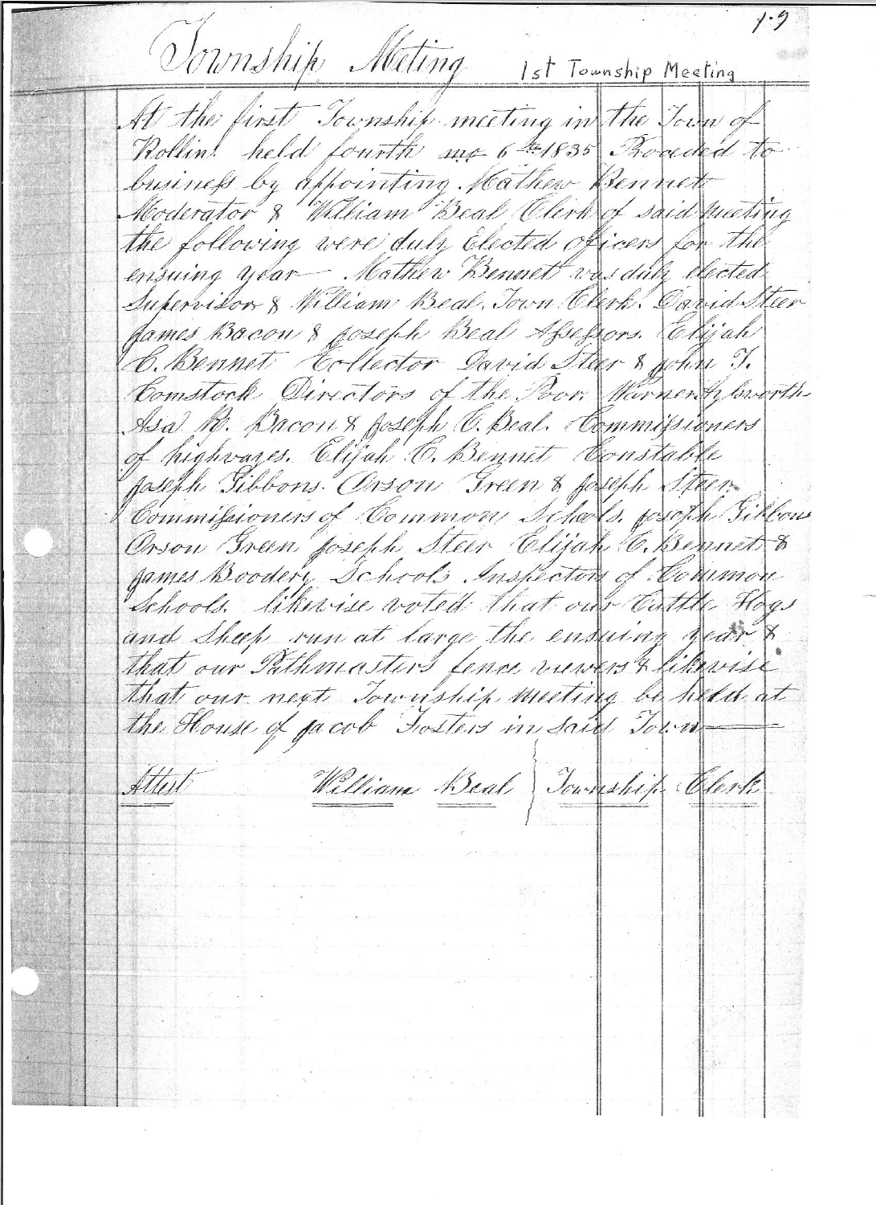# Township Meeting

1st Township Meeting

At the first Township meeting in the Town of Rollin held fourth mo 6th 1835 Proceded to business by appointing Mathew Bennet Moderator & William Beal Clerk of said meeting the following were duly Elected officers for the ensuing year — Mathew Bennet was duly elected Supervisor & William Beal Town Clerk. David Steer James Bacon & Joseph Beal Assessors. Elijah C. Bennet Collector David Steer & John T. Comstock Directors of the Poor. Warner Ely worth Asa R. Bacon & Joseph C. Beal. Commissioners of highways. Elijah C. Bennet Constable Joseph Gibbons. Orson Green & Joseph Steer Commissioners of Common Schools. Joseph Gibbons Orson Green Joseph Steer Elijah C. Bennet & James Boodery Schools Inspectors of Common Schools. likewise voted that our Cattle Hogs and Sheep run at large the ensuing year & that our Pathmasters fence viewers & likewise that our next Township meeting be held at the House of Jacob Fosters in said Town —

Attest William Beal } Township Clerk